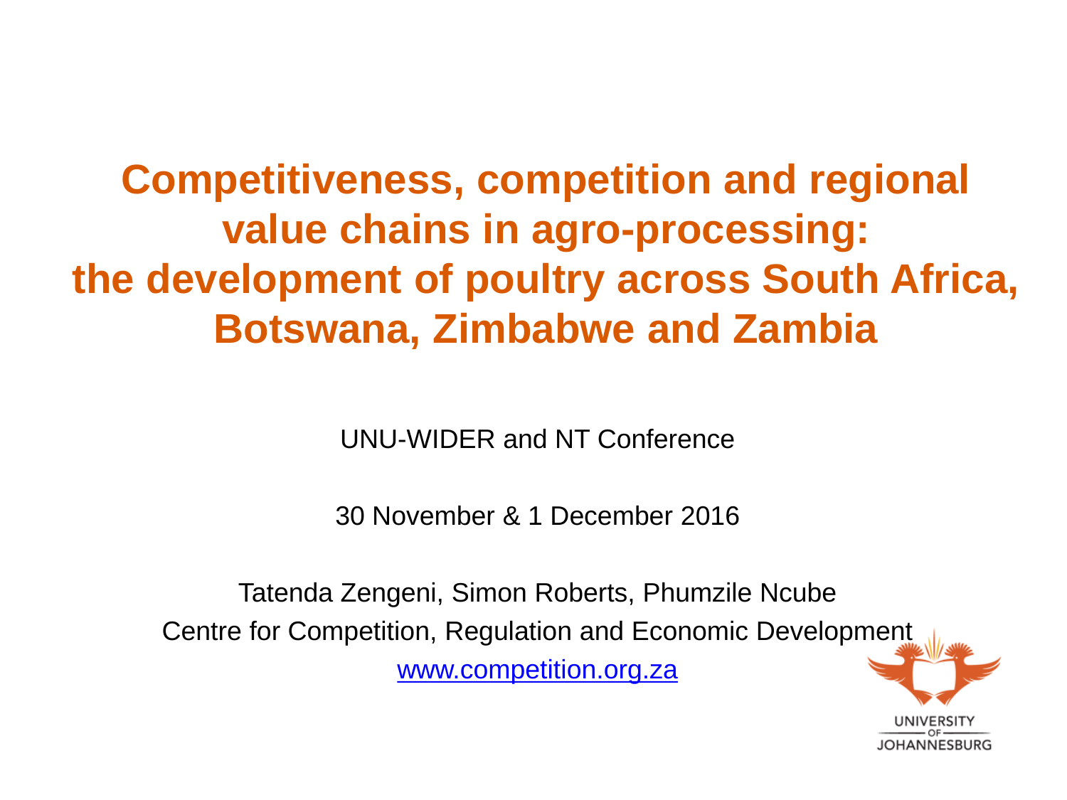# Competitiveness, competition and regional value chains in agro-processing: the development of poultry across South Africa, Botswana, Zimbabwe and Zambia

UNU-WIDER and NT Conference

30 November & 1 December 2016

Tatenda Zengeni, Simon Roberts, Phumzile Ncube

Centre for Competition, Regulation and Economic Development

www.competition.org.za

UNIVERSITY OF JOHANNESBURG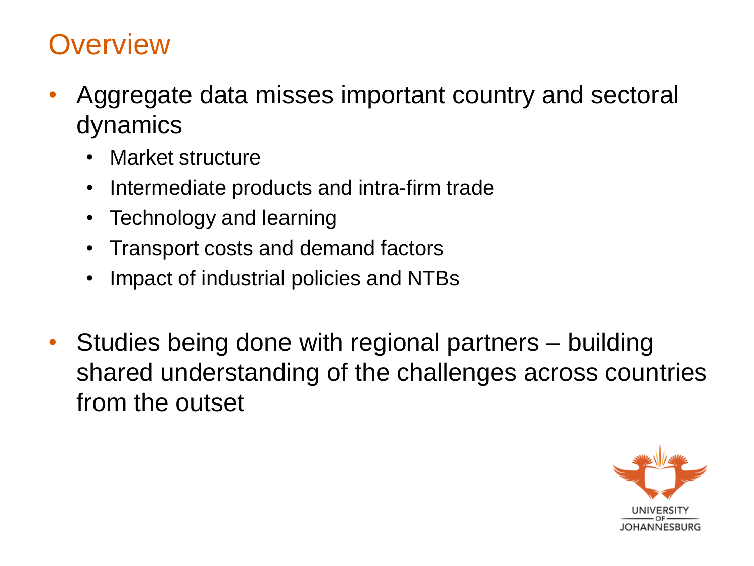# Overview

- Aggregate data misses important country and sectoral dynamics
  - Market structure
  - Intermediate products and intra-firm trade
  - Technology and learning
  - Transport costs and demand factors
  - Impact of industrial policies and NTBs

- Studies being done with regional partners – building shared understanding of the challenges across countries from the outset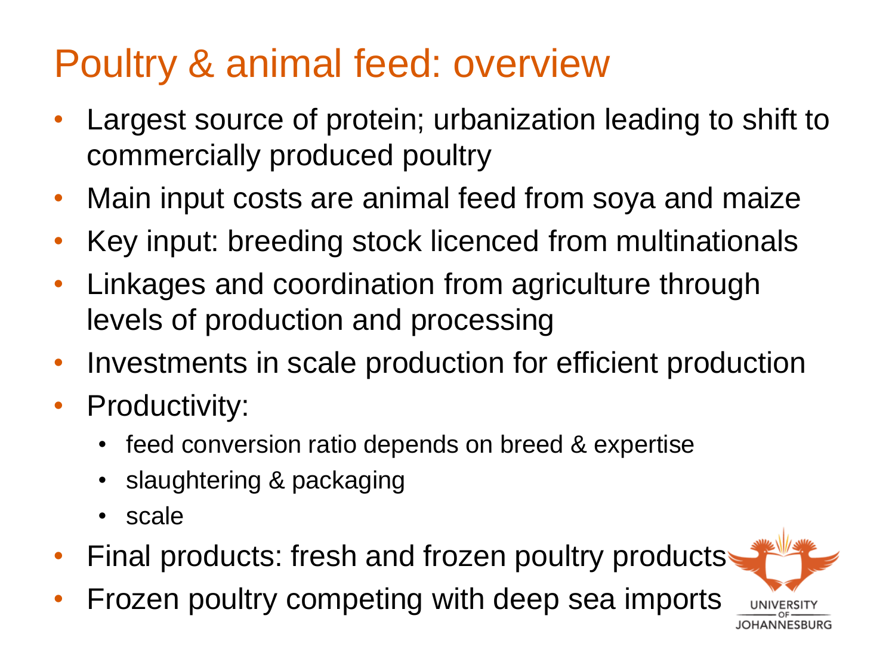# Poultry & animal feed: overview

- Largest source of protein; urbanization leading to shift to commercially produced poultry
- Main input costs are animal feed from soya and maize
- Key input: breeding stock licenced from multinationals
- Linkages and coordination from agriculture through levels of production and processing
- Investments in scale production for efficient production
- Productivity:
  - feed conversion ratio depends on breed & expertise
  - slaughtering & packaging
  - scale
- Final products: fresh and frozen poultry products
- Frozen poultry competing with deep sea imports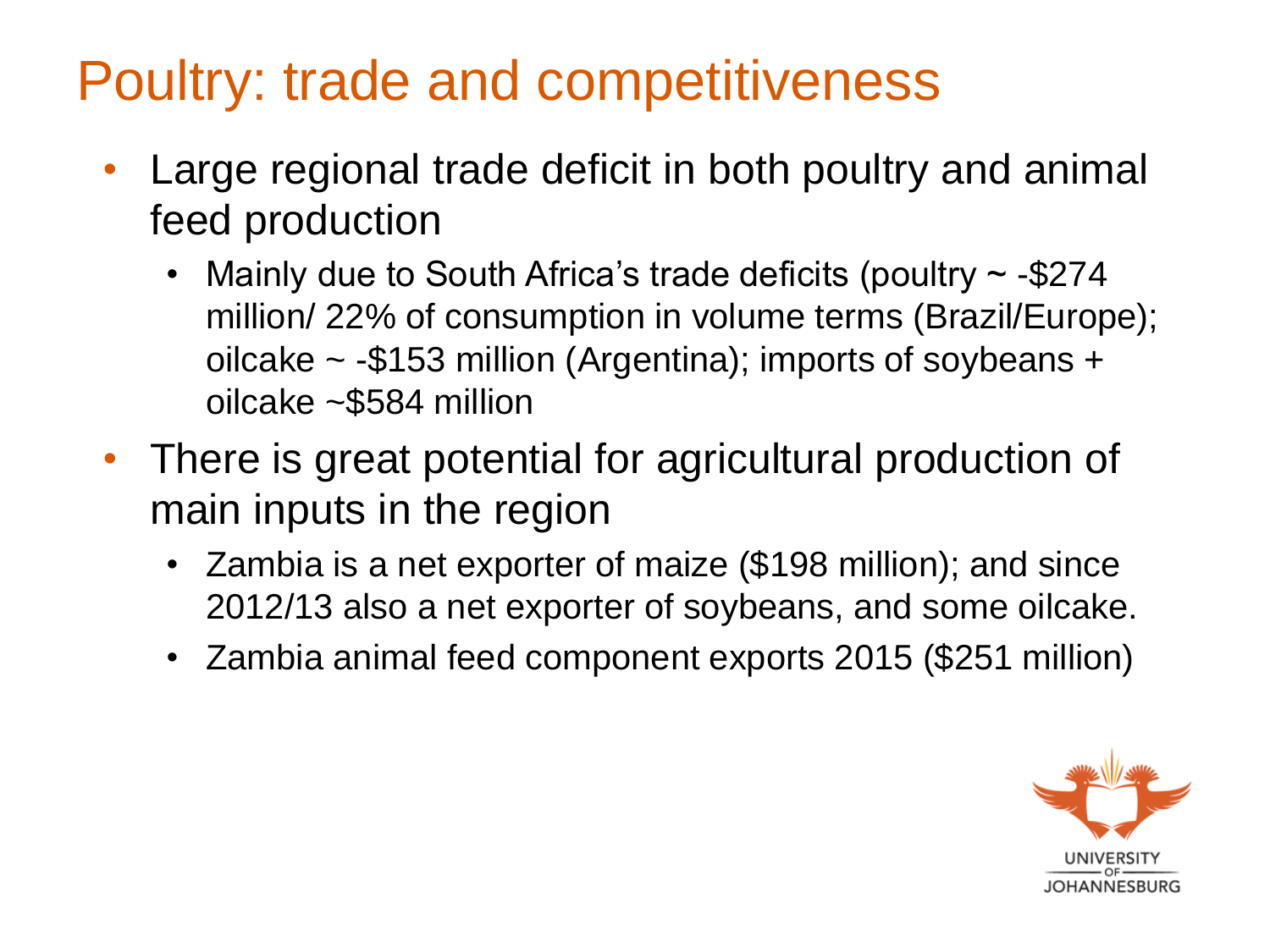# Poultry: trade and competitiveness

- Large regional trade deficit in both poultry and animal feed production
  - Mainly due to South Africa's trade deficits (poultry ~ -$274 million/ 22% of consumption in volume terms (Brazil/Europe); oilcake ~ -$153 million (Argentina); imports of soybeans + oilcake ~$584 million
- There is great potential for agricultural production of main inputs in the region
  - Zambia is a net exporter of maize ($198 million); and since 2012/13 also a net exporter of soybeans, and some oilcake.
  - Zambia animal feed component exports 2015 ($251 million)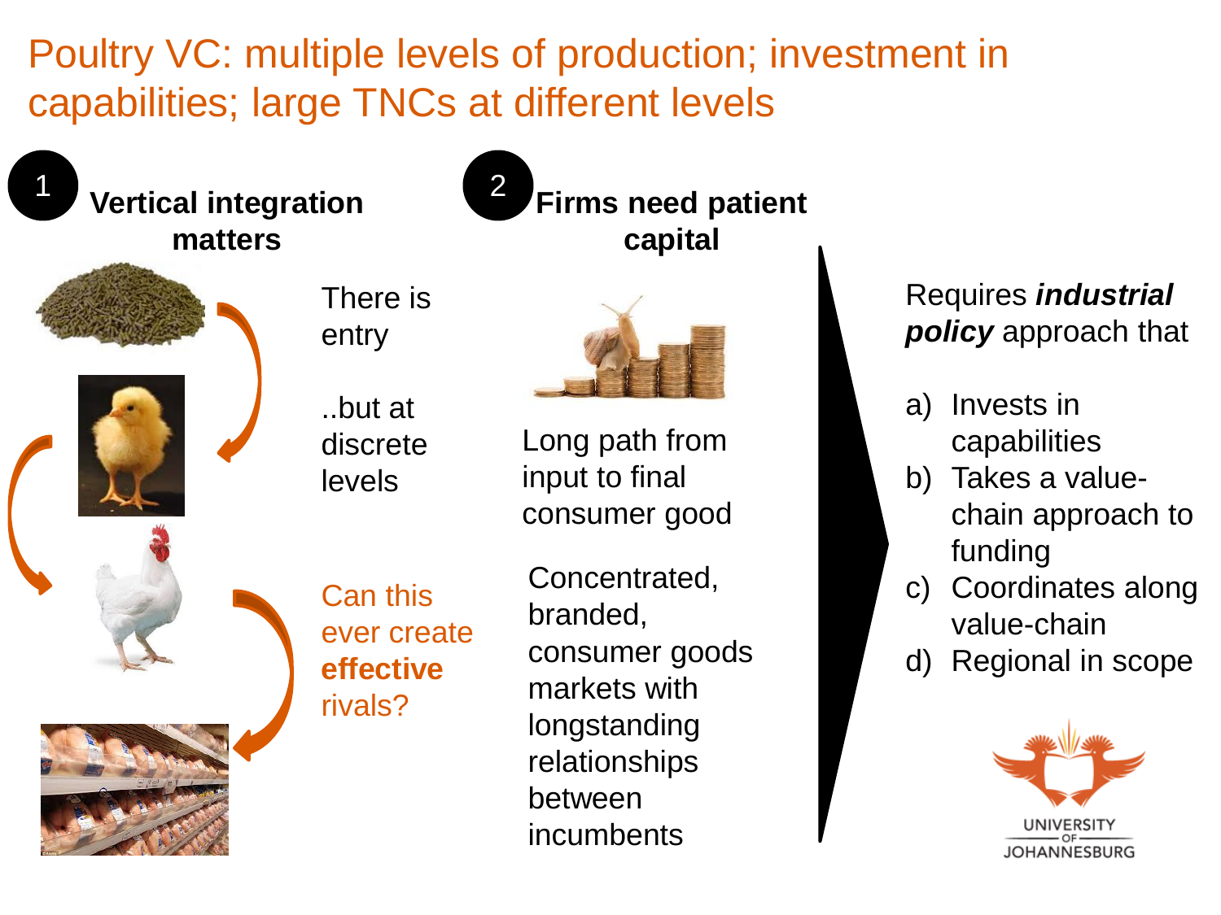# Poultry VC: multiple levels of production; investment in capabilities; large TNCs at different levels

## 1 Vertical integration matters

There is entry

..but at discrete levels

Can this ever create **effective** rivals?

## 2 Firms need patient capital

Long path from input to final consumer good

Concentrated, branded, consumer goods markets with longstanding relationships between incumbents

Requires ***industrial policy*** approach that

a) Invests in capabilities
b) Takes a value-chain approach to funding
c) Coordinates along value-chain
d) Regional in scope

UNIVERSITY OF JOHANNESBURG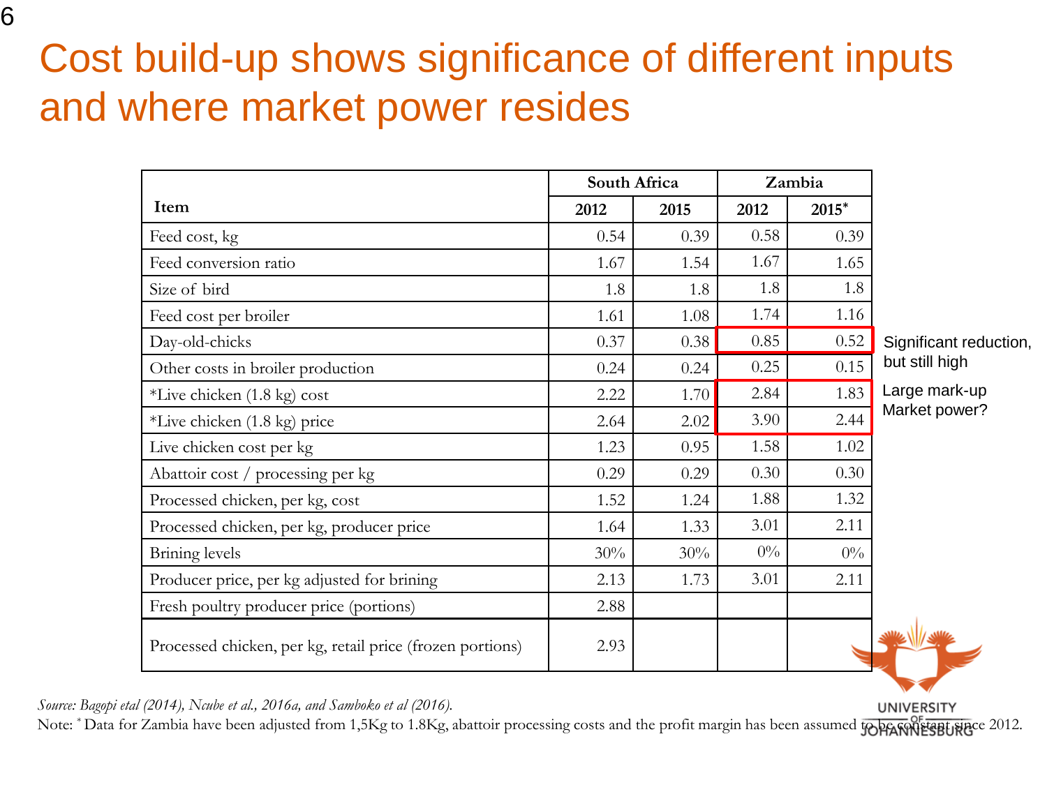# Cost build-up shows significance of different inputs and where market power resides

| Item | South Africa | | Zambia | |
|---|---|---|---|---|
| | 2012 | 2015 | 2012 | 2015* |
| Feed cost, kg | 0.54 | 0.39 | 0.58 | 0.39 |
| Feed conversion ratio | 1.67 | 1.54 | 1.67 | 1.65 |
| Size of bird | 1.8 | 1.8 | 1.8 | 1.8 |
| Feed cost per broiler | 1.61 | 1.08 | 1.74 | 1.16 |
| Day-old-chicks | 0.37 | 0.38 | 0.85 | 0.52 |
| Other costs in broiler production | 0.24 | 0.24 | 0.25 | 0.15 |
| *Live chicken (1.8 kg) cost | 2.22 | 1.70 | 2.84 | 1.83 |
| *Live chicken (1.8 kg) price | 2.64 | 2.02 | 3.90 | 2.44 |
| Live chicken cost per kg | 1.23 | 0.95 | 1.58 | 1.02 |
| Abattoir cost / processing per kg | 0.29 | 0.29 | 0.30 | 0.30 |
| Processed chicken, per kg, cost | 1.52 | 1.24 | 1.88 | 1.32 |
| Processed chicken, per kg, producer price | 1.64 | 1.33 | 3.01 | 2.11 |
| Brining levels | 30% | 30% | 0% | 0% |
| Producer price, per kg adjusted for brining | 2.13 | 1.73 | 3.01 | 2.11 |
| Fresh poultry producer price (portions) | 2.88 | | | |
| Processed chicken, per kg, retail price (frozen portions) | 2.93 | | | |

Significant reduction, but still high

Large mark-up Market power?

*Source: Bagopi etal (2014), Ncube et al., 2016a, and Samboko et al (2016).*

Note: * Data for Zambia have been adjusted from 1,5Kg to 1.8Kg, abattoir processing costs and the profit margin has been assumed to be constant since 2012.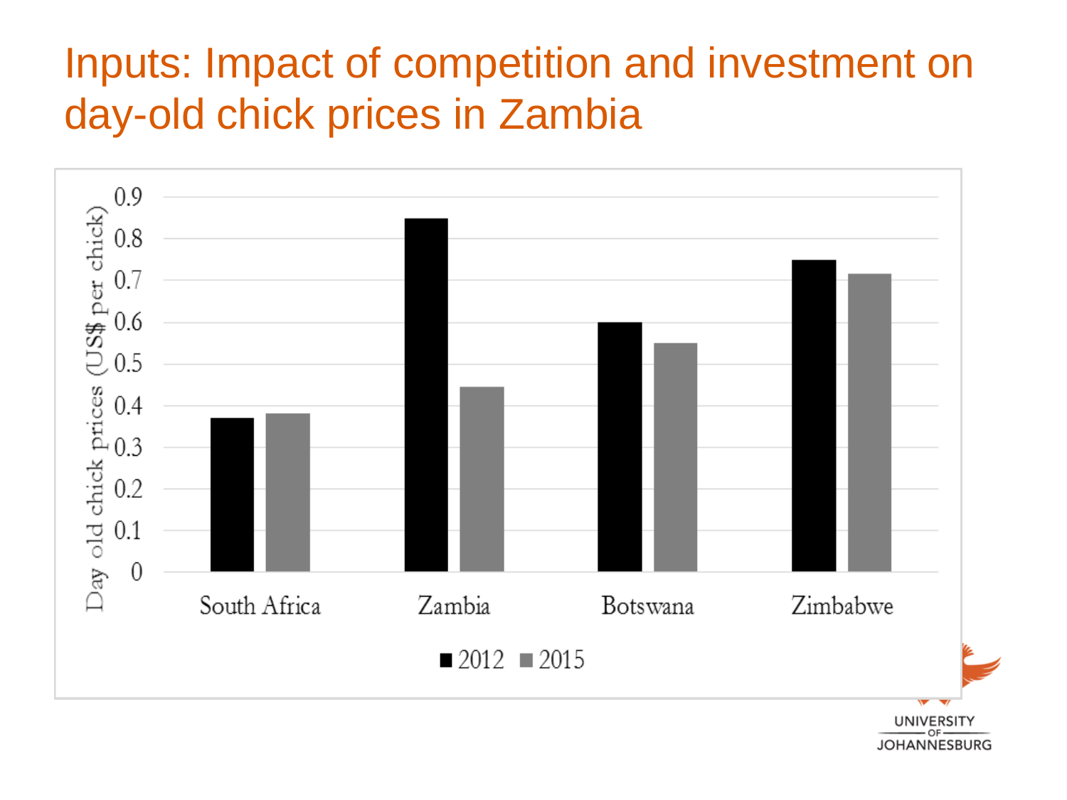# Inputs: Impact of competition and investment on day-old chick prices in Zambia

Day old chick prices (US$ per chick)

| | 2012 | 2015 |
|---|---|---|
| South Africa | 0.37 | 0.38 |
| Zambia | 0.85 | 0.45 |
| Botswana | 0.6 | 0.55 |
| Zimbabwe | 0.75 | 0.72 |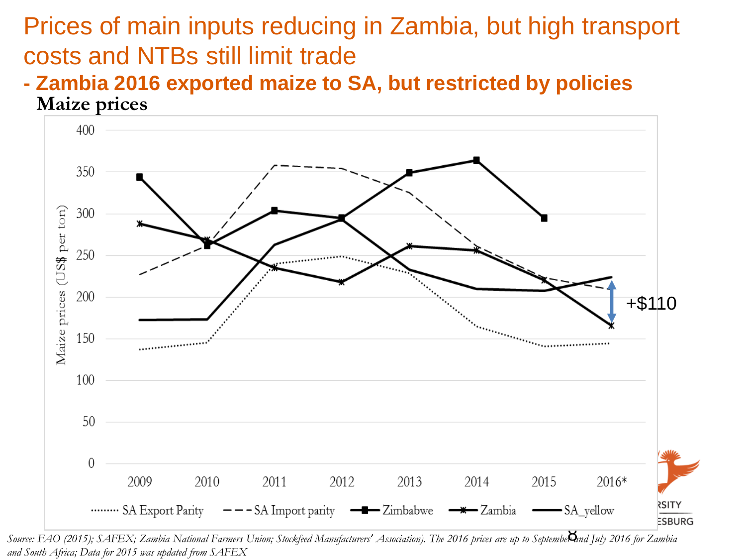# Prices of main inputs reducing in Zambia, but high transport costs and NTBs still limit trade

**- Zambia 2016 exported maize to SA, but restricted by policies**

**Maize prices**

*Source: FAO (2015); SAFEX; Zambia National Farmers Union; Stockfeed Manufacturers' Association). The 2016 prices are up to September and July 2016 for Zambia and South Africa; Data for 2015 was updated from SAFEX*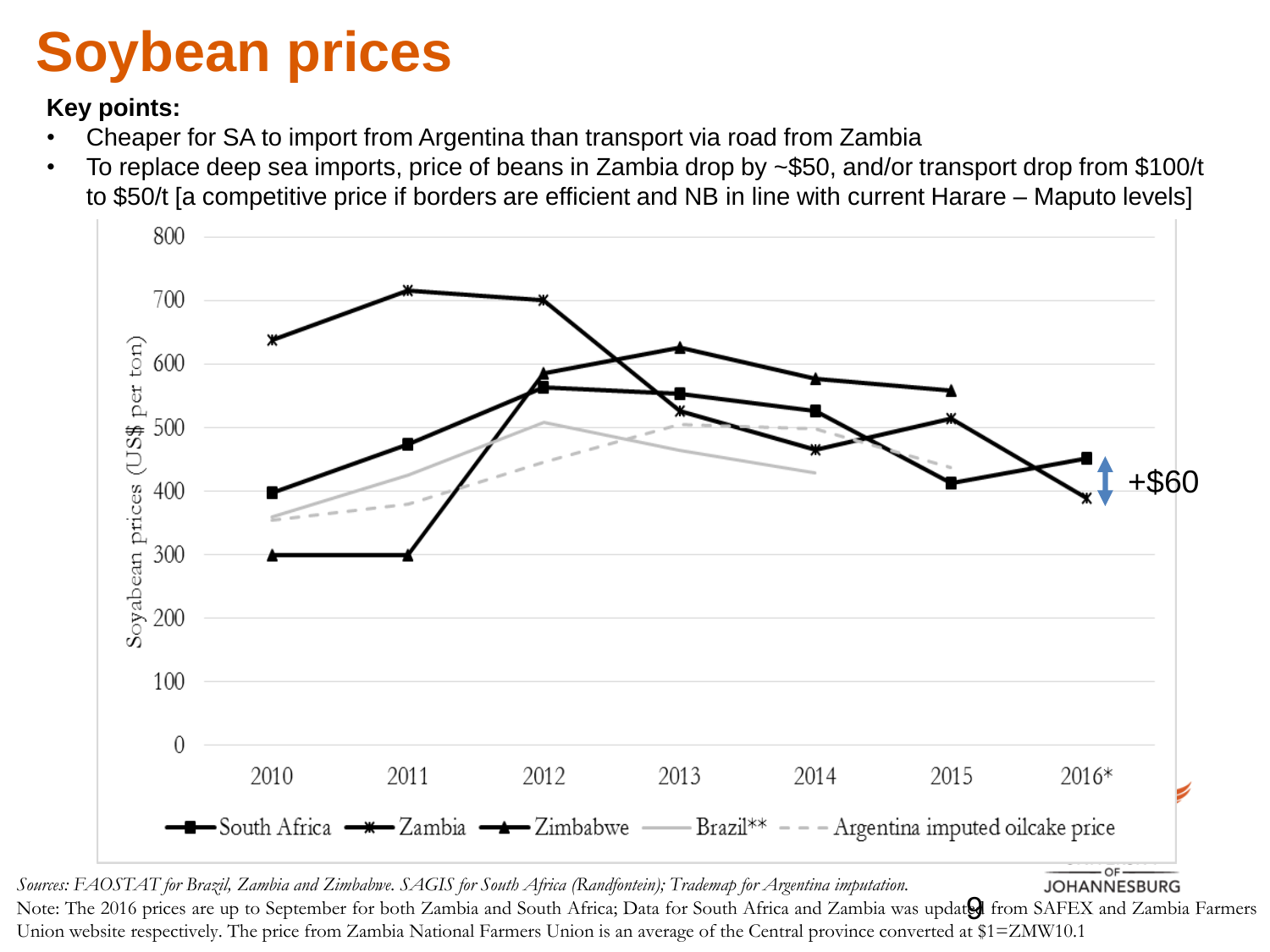# Soybean prices

**Key points:**

- Cheaper for SA to import from Argentina than transport via road from Zambia
- To replace deep sea imports, price of beans in Zambia drop by ~$50, and/or transport drop from $100/t to $50/t [a competitive price if borders are efficient and NB in line with current Harare – Maputo levels]

*Sources: FAOSTAT for Brazil, Zambia and Zimbabwe. SAGIS for South Africa (Randfontein); Trademap for Argentina imputation.*

Note: The 2016 prices are up to September for both Zambia and South Africa; Data for South Africa and Zambia was updated from SAFEX and Zambia Farmers Union website respectively. The price from Zambia National Farmers Union is an average of the Central province converted at $1=ZMW10.1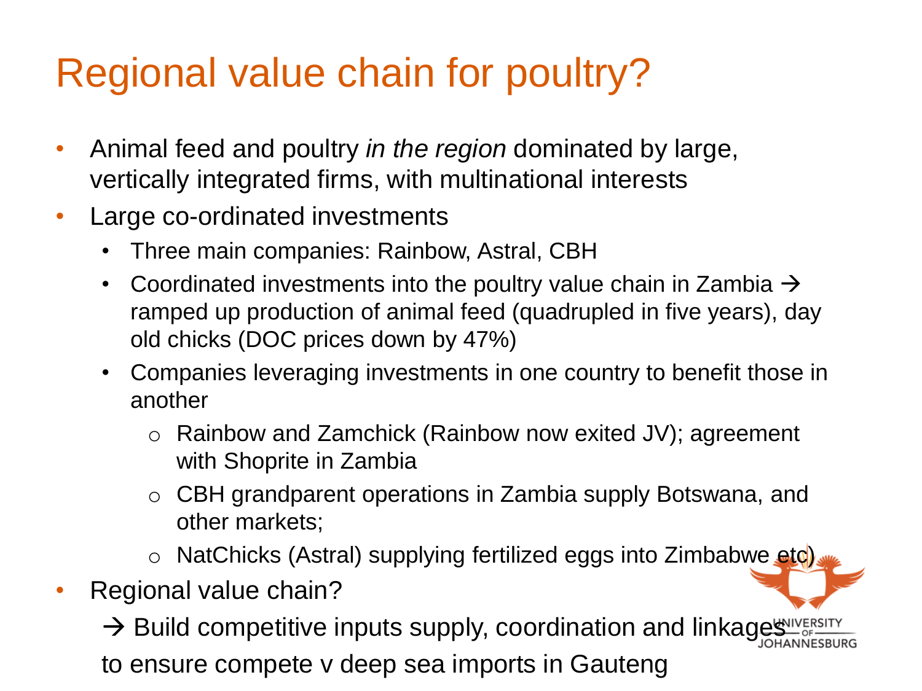# Regional value chain for poultry?

- Animal feed and poultry *in the region* dominated by large, vertically integrated firms, with multinational interests
- Large co-ordinated investments
  - Three main companies: Rainbow, Astral, CBH
  - Coordinated investments into the poultry value chain in Zambia → ramped up production of animal feed (quadrupled in five years), day old chicks (DOC prices down by 47%)
  - Companies leveraging investments in one country to benefit those in another
    - Rainbow and Zamchick (Rainbow now exited JV); agreement with Shoprite in Zambia
    - CBH grandparent operations in Zambia supply Botswana, and other markets;
    - NatChicks (Astral) supplying fertilized eggs into Zimbabwe etc)
- Regional value chain?

  → Build competitive inputs supply, coordination and linkages to ensure compete v deep sea imports in Gauteng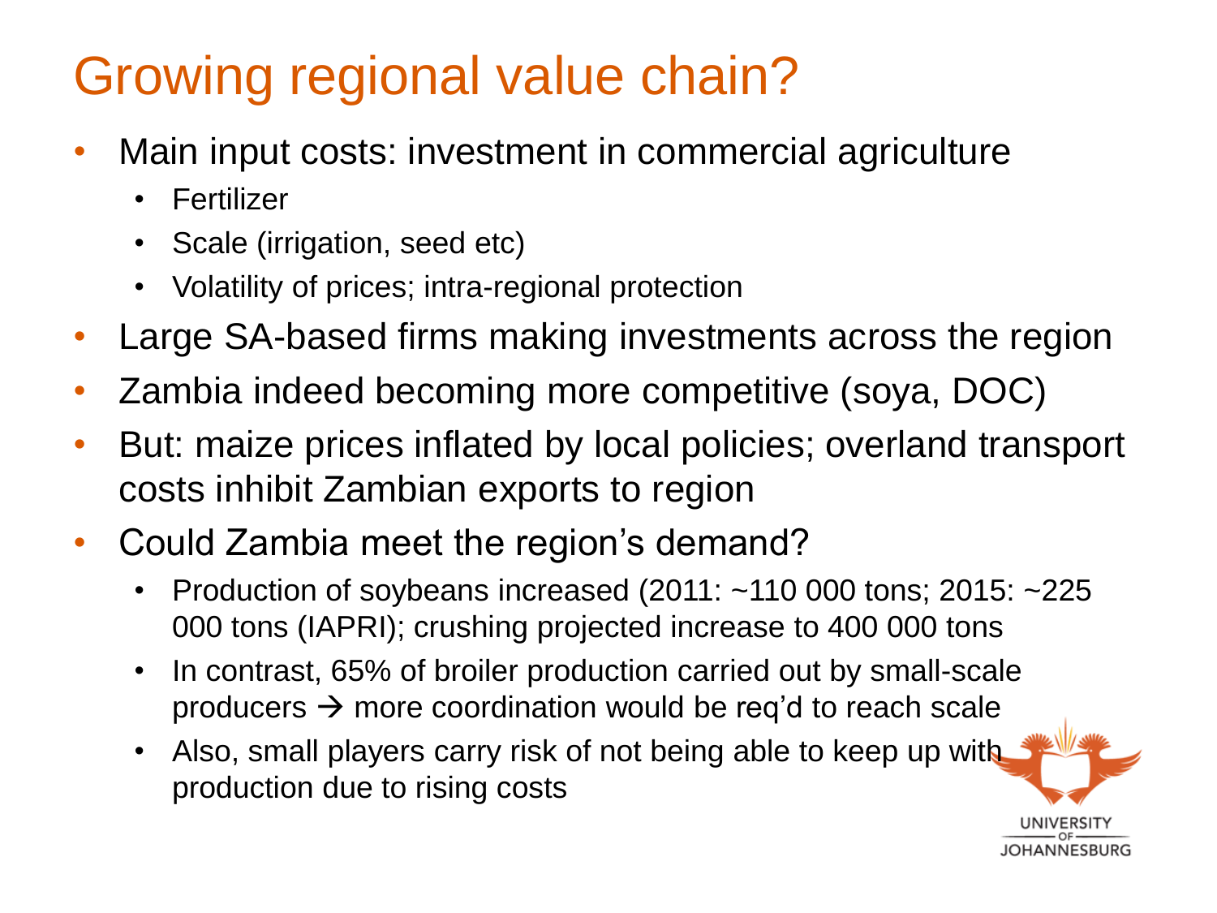# Growing regional value chain?

- Main input costs: investment in commercial agriculture
  - Fertilizer
  - Scale (irrigation, seed etc)
  - Volatility of prices; intra-regional protection
- Large SA-based firms making investments across the region
- Zambia indeed becoming more competitive (soya, DOC)
- But: maize prices inflated by local policies; overland transport costs inhibit Zambian exports to region
- Could Zambia meet the region's demand?
  - Production of soybeans increased (2011: ~110 000 tons; 2015: ~225 000 tons (IAPRI); crushing projected increase to 400 000 tons
  - In contrast, 65% of broiler production carried out by small-scale producers → more coordination would be req'd to reach scale
  - Also, small players carry risk of not being able to keep up with production due to rising costs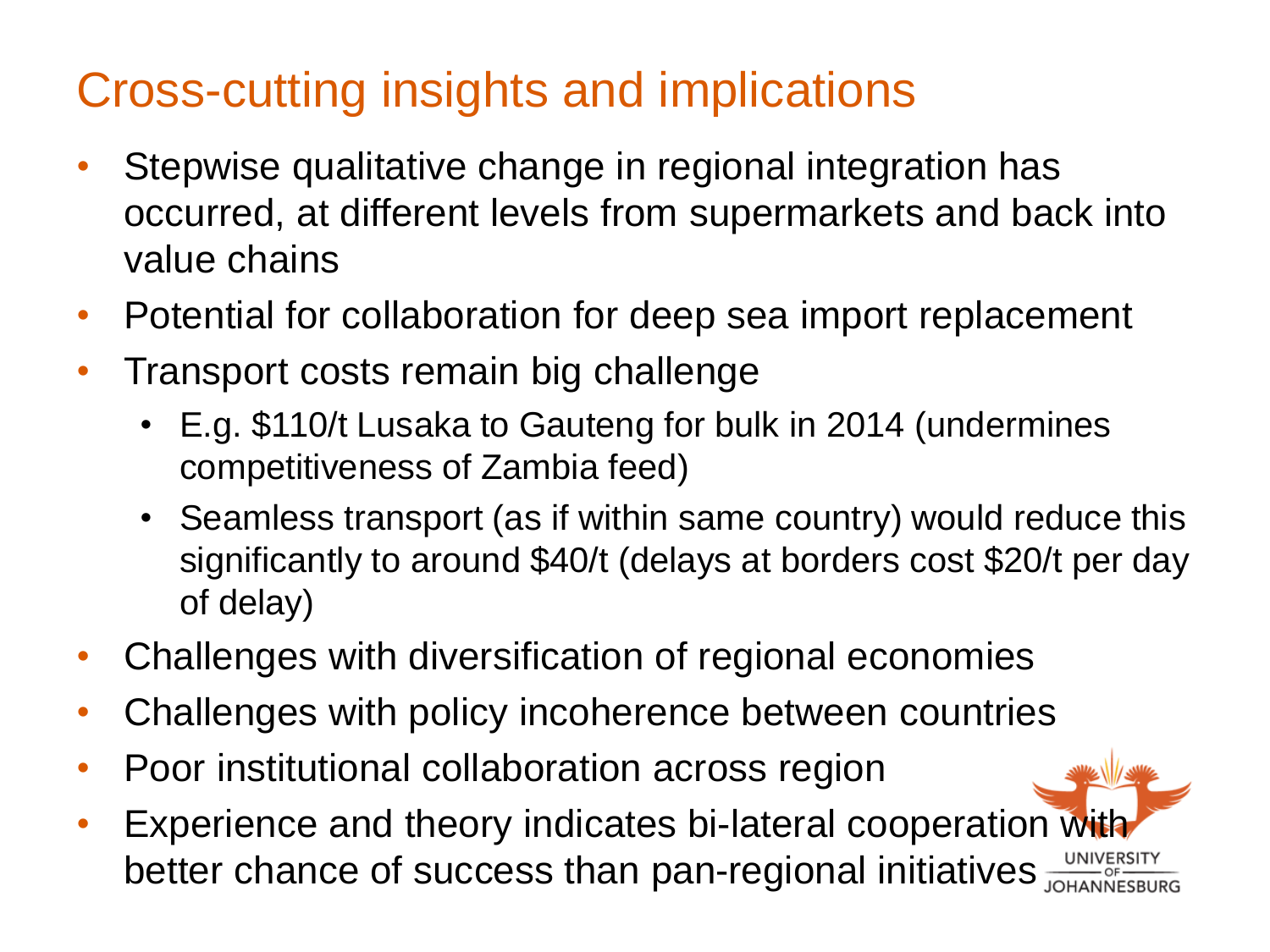# Cross-cutting insights and implications

- Stepwise qualitative change in regional integration has occurred, at different levels from supermarkets and back into value chains
- Potential for collaboration for deep sea import replacement
- Transport costs remain big challenge
  - E.g. \$110/t Lusaka to Gauteng for bulk in 2014 (undermines competitiveness of Zambia feed)
  - Seamless transport (as if within same country) would reduce this significantly to around \$40/t (delays at borders cost \$20/t per day of delay)
- Challenges with diversification of regional economies
- Challenges with policy incoherence between countries
- Poor institutional collaboration across region
- Experience and theory indicates bi-lateral cooperation with better chance of success than pan-regional initiatives

UNIVERSITY OF JOHANNESBURG